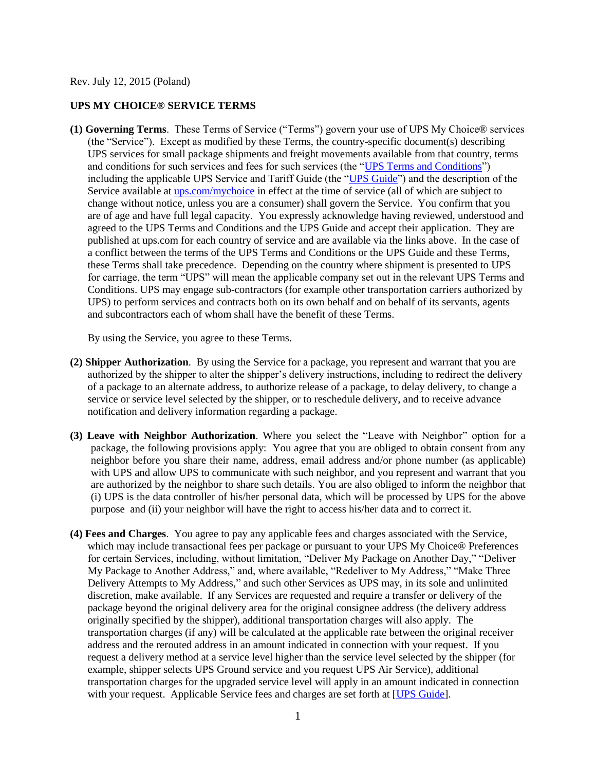Rev. July 12, 2015 (Poland)

**UPS MY CHOICE® SERVICE TERMS**

**(1) Governing Terms**. These Terms of Service ("Terms") govern your use of UPS My Choice® services (the "Service"). Except as modified by these Terms, the country-specific document(s) describing UPS services for small package shipments and freight movements available from that country, terms and conditions for such services and fees for such services (the "UPS Terms and Conditions") including the applicable UPS Service and Tariff Guide (the "UPS Guide") and the description of the Service available at ups.com/mychoice in effect at the time of service (all of which are subject to change without notice, unless you are a consumer) shall govern the Service. You confirm that you are of age and have full legal capacity. You expressly acknowledge having reviewed, understood and agreed to the UPS Terms and Conditions and the UPS Guide and accept their application. They are published at ups.com for each country of service and are available via the links above. In the case of a conflict between the terms of the UPS Terms and Conditions or the UPS Guide and these Terms, these Terms shall take precedence. Depending on the country where shipment is presented to UPS for carriage, the term "UPS" will mean the applicable company set out in the relevant UPS Terms and Conditions. UPS may engage sub-contractors (for example other transportation carriers authorized by UPS) to perform services and contracts both on its own behalf and on behalf of its servants, agents and subcontractors each of whom shall have the benefit of these Terms.

By using the Service, you agree to these Terms.

**(2) Shipper Authorization**. By using the Service for a package, you represent and warrant that you are authorized by the shipper to alter the shipper's delivery instructions, including to redirect the delivery of a package to an alternate address, to authorize release of a package, to delay delivery, to change a service or service level selected by the shipper, or to reschedule delivery, and to receive advance notification and delivery information regarding a package.

**(3) Leave with Neighbor Authorization**. Where you select the "Leave with Neighbor" option for a package, the following provisions apply: You agree that you are obliged to obtain consent from any neighbor before you share their name, address, email address and/or phone number (as applicable) with UPS and allow UPS to communicate with such neighbor, and you represent and warrant that you are authorized by the neighbor to share such details. You are also obliged to inform the neighbor that (i) UPS is the data controller of his/her personal data, which will be processed by UPS for the above purpose and (ii) your neighbor will have the right to access his/her data and to correct it.

**(4) Fees and Charges**. You agree to pay any applicable fees and charges associated with the Service, which may include transactional fees per package or pursuant to your UPS My Choice® Preferences for certain Services, including, without limitation, "Deliver My Package on Another Day," "Deliver My Package to Another Address," and, where available, "Redeliver to My Address," "Make Three Delivery Attempts to My Address," and such other Services as UPS may, in its sole and unlimited discretion, make available. If any Services are requested and require a transfer or delivery of the package beyond the original delivery area for the original consignee address (the delivery address originally specified by the shipper), additional transportation charges will also apply. The transportation charges (if any) will be calculated at the applicable rate between the original receiver address and the rerouted address in an amount indicated in connection with your request. If you request a delivery method at a service level higher than the service level selected by the shipper (for example, shipper selects UPS Ground service and you request UPS Air Service), additional transportation charges for the upgraded service level will apply in an amount indicated in connection with your request. Applicable Service fees and charges are set forth at [UPS Guide].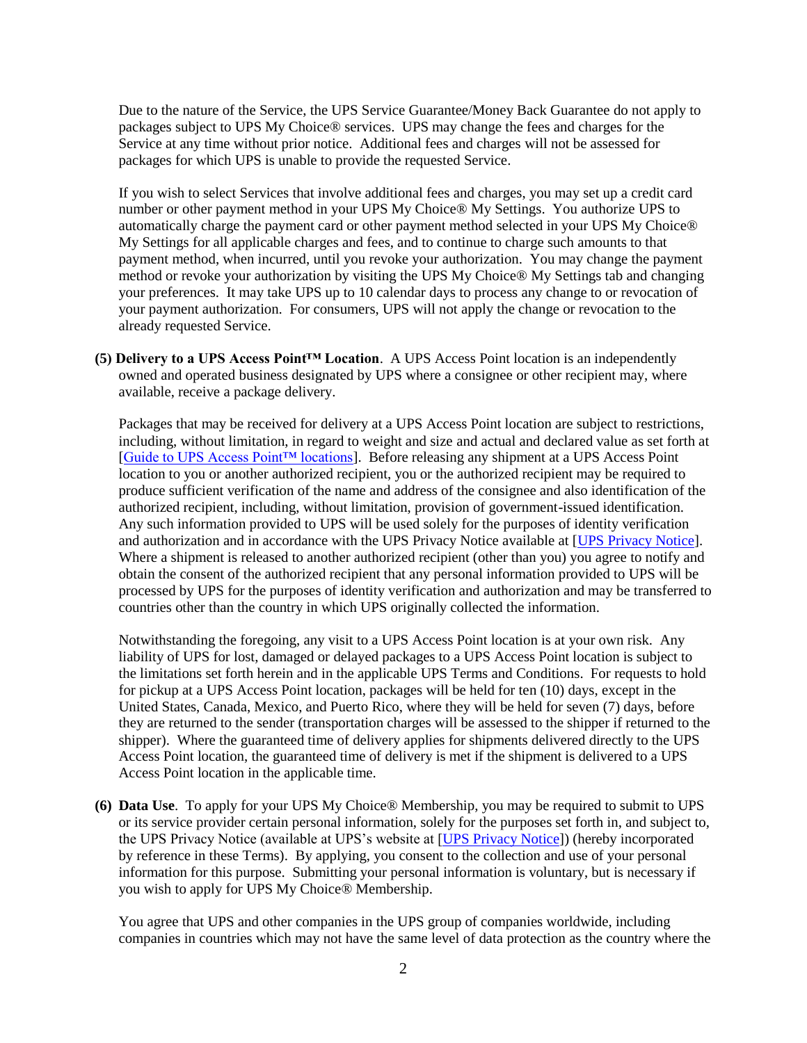Due to the nature of the Service, the UPS Service Guarantee/Money Back Guarantee do not apply to packages subject to UPS My Choice® services. UPS may change the fees and charges for the Service at any time without prior notice. Additional fees and charges will not be assessed for packages for which UPS is unable to provide the requested Service.

If you wish to select Services that involve additional fees and charges, you may set up a credit card number or other payment method in your UPS My Choice® My Settings. You authorize UPS to automatically charge the payment card or other payment method selected in your UPS My Choice® My Settings for all applicable charges and fees, and to continue to charge such amounts to that payment method, when incurred, until you revoke your authorization. You may change the payment method or revoke your authorization by visiting the UPS My Choice® My Settings tab and changing your preferences. It may take UPS up to 10 calendar days to process any change to or revocation of your payment authorization. For consumers, UPS will not apply the change or revocation to the already requested Service.

**(5) Delivery to a UPS Access Point™ Location**. A UPS Access Point location is an independently owned and operated business designated by UPS where a consignee or other recipient may, where available, receive a package delivery.

Packages that may be received for delivery at a UPS Access Point location are subject to restrictions, including, without limitation, in regard to weight and size and actual and declared value as set forth at [Guide to UPS Access Point™ locations]. Before releasing any shipment at a UPS Access Point location to you or another authorized recipient, you or the authorized recipient may be required to produce sufficient verification of the name and address of the consignee and also identification of the authorized recipient, including, without limitation, provision of government-issued identification. Any such information provided to UPS will be used solely for the purposes of identity verification and authorization and in accordance with the UPS Privacy Notice available at [UPS Privacy Notice]. Where a shipment is released to another authorized recipient (other than you) you agree to notify and obtain the consent of the authorized recipient that any personal information provided to UPS will be processed by UPS for the purposes of identity verification and authorization and may be transferred to countries other than the country in which UPS originally collected the information.

Notwithstanding the foregoing, any visit to a UPS Access Point location is at your own risk. Any liability of UPS for lost, damaged or delayed packages to a UPS Access Point location is subject to the limitations set forth herein and in the applicable UPS Terms and Conditions. For requests to hold for pickup at a UPS Access Point location, packages will be held for ten (10) days, except in the United States, Canada, Mexico, and Puerto Rico, where they will be held for seven (7) days, before they are returned to the sender (transportation charges will be assessed to the shipper if returned to the shipper). Where the guaranteed time of delivery applies for shipments delivered directly to the UPS Access Point location, the guaranteed time of delivery is met if the shipment is delivered to a UPS Access Point location in the applicable time.

**(6) Data Use**. To apply for your UPS My Choice® Membership, you may be required to submit to UPS or its service provider certain personal information, solely for the purposes set forth in, and subject to, the UPS Privacy Notice (available at UPS's website at [UPS Privacy Notice]) (hereby incorporated by reference in these Terms). By applying, you consent to the collection and use of your personal information for this purpose. Submitting your personal information is voluntary, but is necessary if you wish to apply for UPS My Choice® Membership.

You agree that UPS and other companies in the UPS group of companies worldwide, including companies in countries which may not have the same level of data protection as the country where the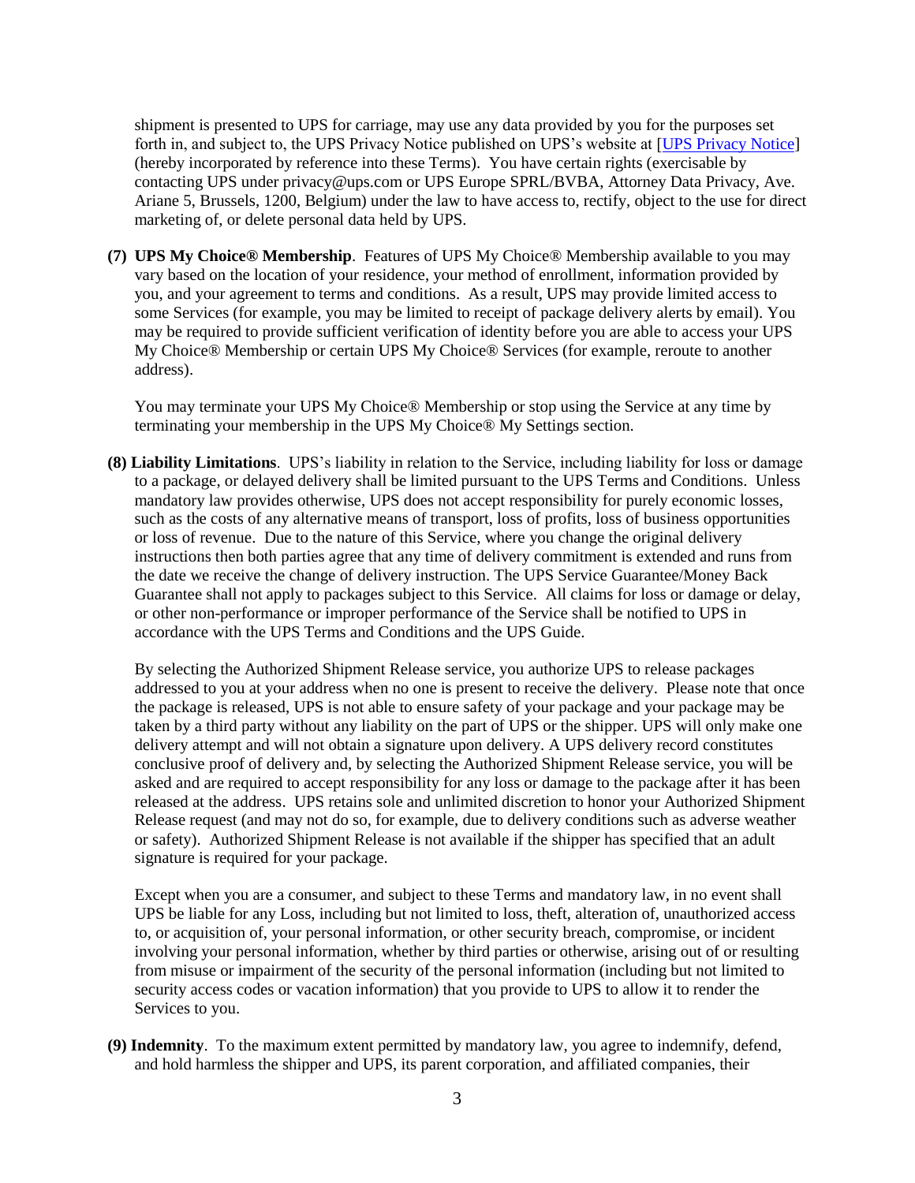shipment is presented to UPS for carriage, may use any data provided by you for the purposes set forth in, and subject to, the UPS Privacy Notice published on UPS's website at [UPS Privacy Notice] (hereby incorporated by reference into these Terms). You have certain rights (exercisable by contacting UPS under privacy@ups.com or UPS Europe SPRL/BVBA, Attorney Data Privacy, Ave. Ariane 5, Brussels, 1200, Belgium) under the law to have access to, rectify, object to the use for direct marketing of, or delete personal data held by UPS.

**(7) UPS My Choice® Membership**. Features of UPS My Choice® Membership available to you may vary based on the location of your residence, your method of enrollment, information provided by you, and your agreement to terms and conditions. As a result, UPS may provide limited access to some Services (for example, you may be limited to receipt of package delivery alerts by email). You may be required to provide sufficient verification of identity before you are able to access your UPS My Choice® Membership or certain UPS My Choice® Services (for example, reroute to another address).

You may terminate your UPS My Choice® Membership or stop using the Service at any time by terminating your membership in the UPS My Choice® My Settings section.

**(8) Liability Limitations**. UPS's liability in relation to the Service, including liability for loss or damage to a package, or delayed delivery shall be limited pursuant to the UPS Terms and Conditions. Unless mandatory law provides otherwise, UPS does not accept responsibility for purely economic losses, such as the costs of any alternative means of transport, loss of profits, loss of business opportunities or loss of revenue. Due to the nature of this Service, where you change the original delivery instructions then both parties agree that any time of delivery commitment is extended and runs from the date we receive the change of delivery instruction. The UPS Service Guarantee/Money Back Guarantee shall not apply to packages subject to this Service. All claims for loss or damage or delay, or other non-performance or improper performance of the Service shall be notified to UPS in accordance with the UPS Terms and Conditions and the UPS Guide.

By selecting the Authorized Shipment Release service, you authorize UPS to release packages addressed to you at your address when no one is present to receive the delivery. Please note that once the package is released, UPS is not able to ensure safety of your package and your package may be taken by a third party without any liability on the part of UPS or the shipper. UPS will only make one delivery attempt and will not obtain a signature upon delivery. A UPS delivery record constitutes conclusive proof of delivery and, by selecting the Authorized Shipment Release service, you will be asked and are required to accept responsibility for any loss or damage to the package after it has been released at the address. UPS retains sole and unlimited discretion to honor your Authorized Shipment Release request (and may not do so, for example, due to delivery conditions such as adverse weather or safety). Authorized Shipment Release is not available if the shipper has specified that an adult signature is required for your package.

Except when you are a consumer, and subject to these Terms and mandatory law, in no event shall UPS be liable for any Loss, including but not limited to loss, theft, alteration of, unauthorized access to, or acquisition of, your personal information, or other security breach, compromise, or incident involving your personal information, whether by third parties or otherwise, arising out of or resulting from misuse or impairment of the security of the personal information (including but not limited to security access codes or vacation information) that you provide to UPS to allow it to render the Services to you.

**(9) Indemnity**. To the maximum extent permitted by mandatory law, you agree to indemnify, defend, and hold harmless the shipper and UPS, its parent corporation, and affiliated companies, their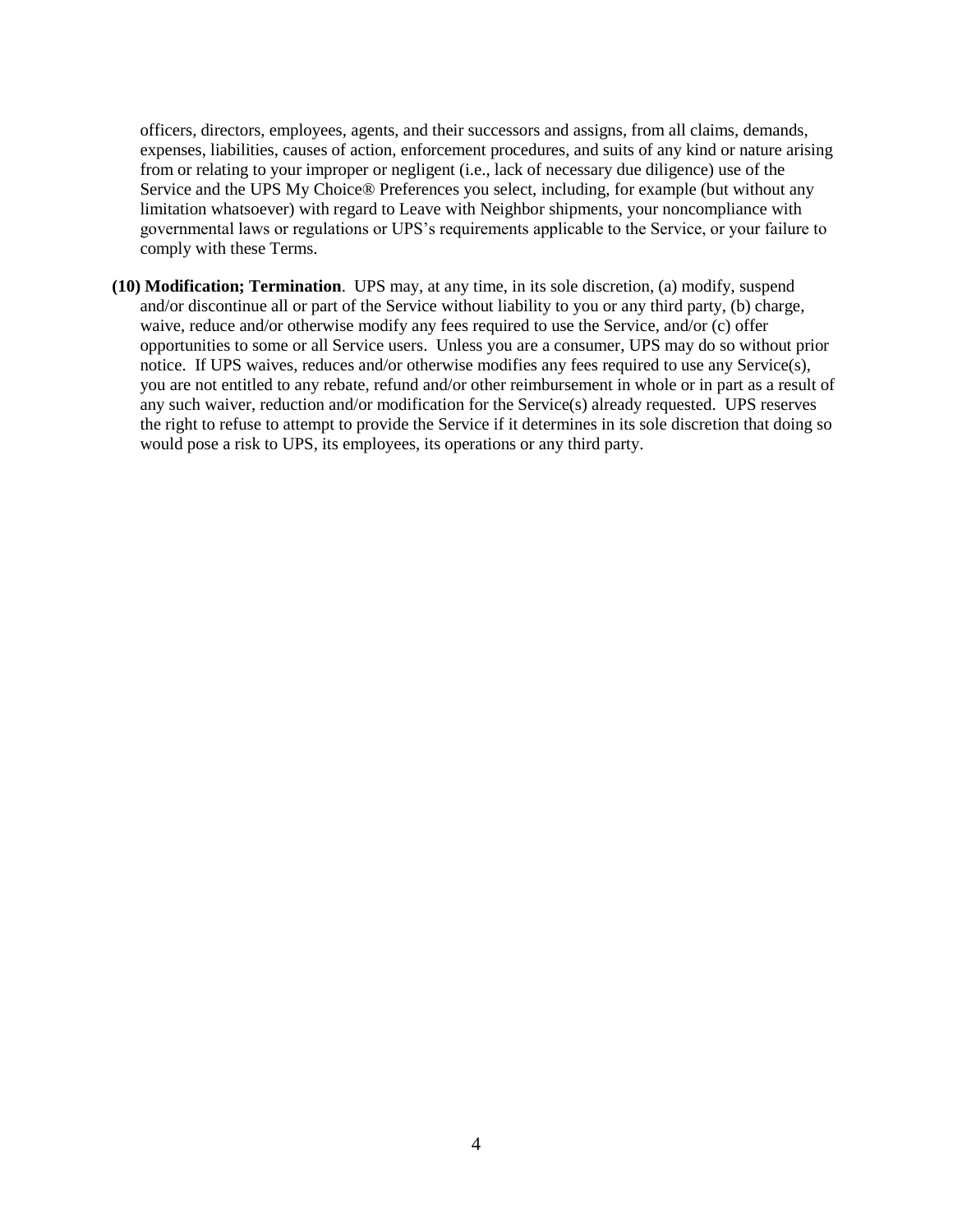officers, directors, employees, agents, and their successors and assigns, from all claims, demands, expenses, liabilities, causes of action, enforcement procedures, and suits of any kind or nature arising from or relating to your improper or negligent (i.e., lack of necessary due diligence) use of the Service and the UPS My Choice® Preferences you select, including, for example (but without any limitation whatsoever) with regard to Leave with Neighbor shipments, your noncompliance with governmental laws or regulations or UPS's requirements applicable to the Service, or your failure to comply with these Terms.

**(10) Modification; Termination**. UPS may, at any time, in its sole discretion, (a) modify, suspend and/or discontinue all or part of the Service without liability to you or any third party, (b) charge, waive, reduce and/or otherwise modify any fees required to use the Service, and/or (c) offer opportunities to some or all Service users. Unless you are a consumer, UPS may do so without prior notice. If UPS waives, reduces and/or otherwise modifies any fees required to use any Service(s), you are not entitled to any rebate, refund and/or other reimbursement in whole or in part as a result of any such waiver, reduction and/or modification for the Service(s) already requested. UPS reserves the right to refuse to attempt to provide the Service if it determines in its sole discretion that doing so would pose a risk to UPS, its employees, its operations or any third party.